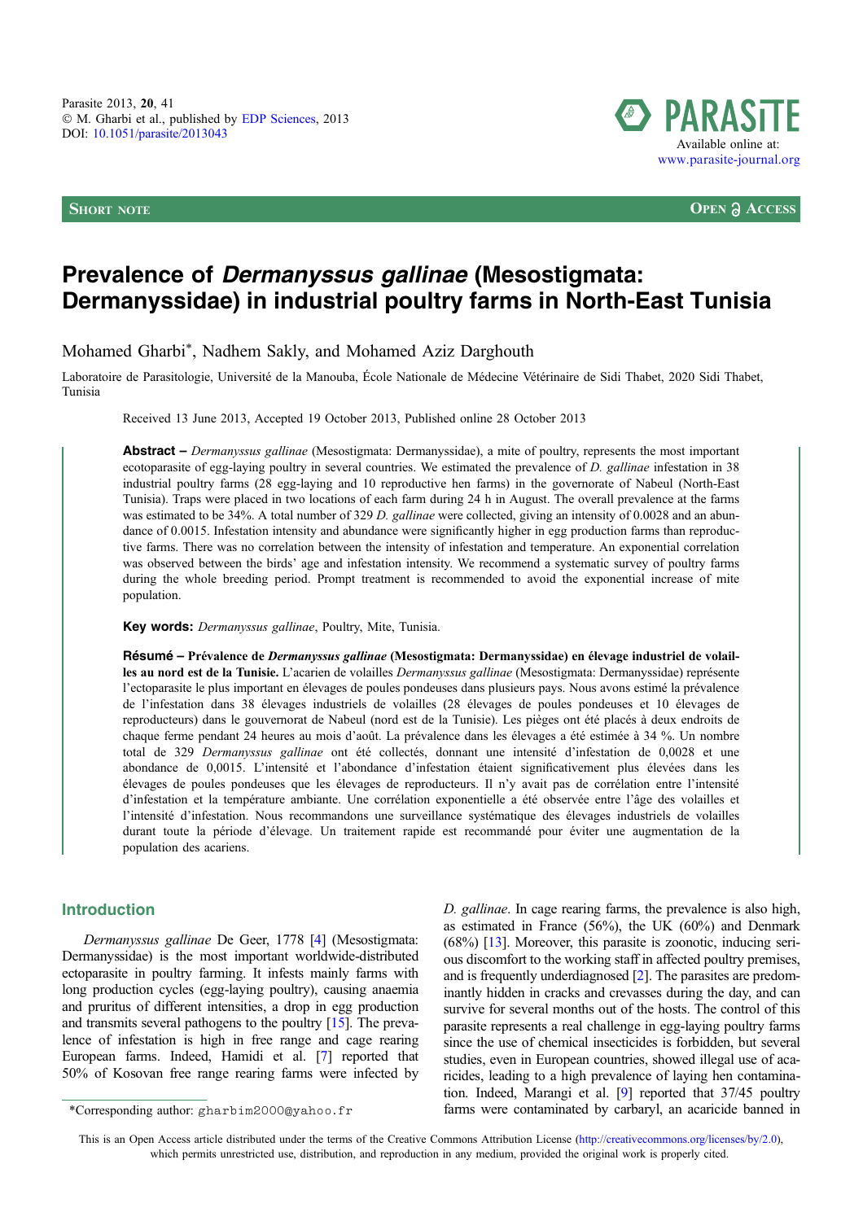SHORT NOTE — OPEN ACCESS

# Prevalence of *Dermanyssus gallinae* (Mesostigmata: Dermanyssidae) in industrial poultry farms in North-East Tunisia

Mohamed Gharbi*, Nadhem Sakly, and Mohamed Aziz Darghouth

Laboratoire de Parasitologie, Université de la Manouba, École Nationale de Médecine Vétérinaire de Sidi Thabet, 2020 Sidi Thabet, Tunisia

Received 13 June 2013, Accepted 19 October 2013, Published online 28 October 2013

**Abstract –** *Dermanyssus gallinae* (Mesostigmata: Dermanyssidae), a mite of poultry, represents the most important ecotoparasite of egg-laying poultry in several countries. We estimated the prevalence of *D. gallinae* infestation in 38 industrial poultry farms (28 egg-laying and 10 reproductive hen farms) in the governorate of Nabeul (North-East Tunisia). Traps were placed in two locations of each farm during 24 h in August. The overall prevalence at the farms was estimated to be 34%. A total number of 329 *D. gallinae* were collected, giving an intensity of 0.0028 and an abundance of 0.0015. Infestation intensity and abundance were significantly higher in egg production farms than reproductive farms. There was no correlation between the intensity of infestation and temperature. An exponential correlation was observed between the birds' age and infestation intensity. We recommend a systematic survey of poultry farms during the whole breeding period. Prompt treatment is recommended to avoid the exponential increase of mite population.

**Key words:** *Dermanyssus gallinae*, Poultry, Mite, Tunisia.

**Résumé – Prévalence de *Dermanyssus gallinae* (Mesostigmata: Dermanyssidae) en élevage industriel de volailles au nord est de la Tunisie.** L'acarien de volailles *Dermanyssus gallinae* (Mesostigmata: Dermanyssidae) représente l'ectoparasite le plus important en élevages de poules pondeuses dans plusieurs pays. Nous avons estimé la prévalence de l'infestation dans 38 élevages industriels de volailles (28 élevages de poules pondeuses et 10 élevages de reproducteurs) dans le gouvernorat de Nabeul (nord est de la Tunisie). Les pièges ont été placés à deux endroits de chaque ferme pendant 24 heures au mois d'août. La prévalence dans les élevages a été estimée à 34 %. Un nombre total de 329 *Dermanyssus gallinae* ont été collectés, donnant une intensité d'infestation de 0,0028 et une abondance de 0,0015. L'intensité et l'abondance d'infestation étaient significativement plus élevées dans les élevages de poules pondeuses que les élevages de reproducteurs. Il n'y avait pas de corrélation entre l'intensité d'infestation et la température ambiante. Une corrélation exponentielle a été observée entre l'âge des volailles et l'intensité d'infestation. Nous recommandons une surveillance systématique des élevages industriels de volailles durant toute la période d'élevage. Un traitement rapide est recommandé pour éviter une augmentation de la population des acariens.

## Introduction

*Dermanyssus gallinae* De Geer, 1778 [4] (Mesostigmata: Dermanyssidae) is the most important worldwide-distributed ectoparasite in poultry farming. It infests mainly farms with long production cycles (egg-laying poultry), causing anaemia and pruritus of different intensities, a drop in egg production and transmits several pathogens to the poultry [15]. The prevalence of infestation is high in free range and cage rearing European farms. Indeed, Hamidi et al. [7] reported that 50% of Kosovan free range rearing farms were infected by *D. gallinae*. In cage rearing farms, the prevalence is also high, as estimated in France (56%), the UK (60%) and Denmark (68%) [13]. Moreover, this parasite is zoonotic, inducing serious discomfort to the working staff in affected poultry premises, and is frequently underdiagnosed [2]. The parasites are predominantly hidden in cracks and crevasses during the day, and can survive for several months out of the hosts. The control of this parasite represents a real challenge in egg-laying poultry farms since the use of chemical insecticides is forbidden, but several studies, even in European countries, showed illegal use of acaricides, leading to a high prevalence of laying hen contamination. Indeed, Marangi et al. [9] reported that 37/45 poultry farms were contaminated by carbaryl, an acaricide banned in

*Corresponding author: gharbim2000@yahoo.fr

This is an Open Access article distributed under the terms of the Creative Commons Attribution License (http://creativecommons.org/licenses/by/2.0), which permits unrestricted use, distribution, and reproduction in any medium, provided the original work is properly cited.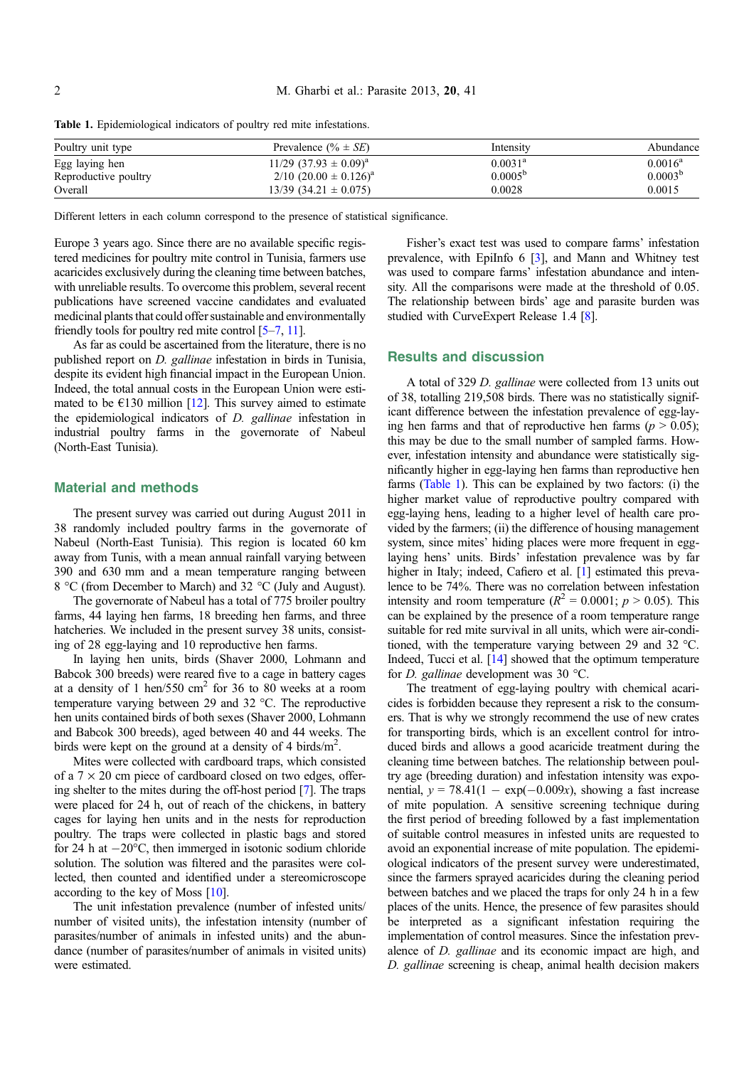**Table 1.** Epidemiological indicators of poultry red mite infestations.

| Poultry unit type | Prevalence (% ± *SE*) | Intensity | Abundance |
|---|---|---|---|
| Egg laying hen | 11/29 (37.93 ± 0.09)[a] | 0.0031[a] | 0.0016[a] |
| Reproductive poultry | 2/10 (20.00 ± 0.126)[a] | 0.0005[b] | 0.0003[b] |
| Overall | 13/39 (34.21 ± 0.075) | 0.0028 | 0.0015 |

Different letters in each column correspond to the presence of statistical significance.

Europe 3 years ago. Since there are no available specific registered medicines for poultry mite control in Tunisia, farmers use acaricides exclusively during the cleaning time between batches, with unreliable results. To overcome this problem, several recent publications have screened vaccine candidates and evaluated medicinal plants that could offer sustainable and environmentally friendly tools for poultry red mite control [5–7, 11].

As far as could be ascertained from the literature, there is no published report on *D. gallinae* infestation in birds in Tunisia, despite its evident high financial impact in the European Union. Indeed, the total annual costs in the European Union were estimated to be €130 million [12]. This survey aimed to estimate the epidemiological indicators of *D. gallinae* infestation in industrial poultry farms in the governorate of Nabeul (North-East Tunisia).

## Material and methods

The present survey was carried out during August 2011 in 38 randomly included poultry farms in the governorate of Nabeul (North-East Tunisia). This region is located 60 km away from Tunis, with a mean annual rainfall varying between 390 and 630 mm and a mean temperature ranging between 8 °C (from December to March) and 32 °C (July and August).

The governorate of Nabeul has a total of 775 broiler poultry farms, 44 laying hen farms, 18 breeding hen farms, and three hatcheries. We included in the present survey 38 units, consisting of 28 egg-laying and 10 reproductive hen farms.

In laying hen units, birds (Shaver 2000, Lohmann and Babcok 300 breeds) were reared five to a cage in battery cages at a density of 1 hen/550 $cm^2$ for 36 to 80 weeks at a room temperature varying between 29 and 32 °C. The reproductive hen units contained birds of both sexes (Shaver 2000, Lohmann and Babcok 300 breeds), aged between 40 and 44 weeks. The birds were kept on the ground at a density of 4 birds/$m^2$.

Mites were collected with cardboard traps, which consisted of a 7 × 20 cm piece of cardboard closed on two edges, offering shelter to the mites during the off-host period [7]. The traps were placed for 24 h, out of reach of the chickens, in battery cages for laying hen units and in the nests for reproduction poultry. The traps were collected in plastic bags and stored for 24 h at −20°C, then immerged in isotonic sodium chloride solution. The solution was filtered and the parasites were collected, then counted and identified under a stereomicroscope according to the key of Moss [10].

The unit infestation prevalence (number of infested units/number of visited units), the infestation intensity (number of parasites/number of animals in infested units) and the abundance (number of parasites/number of animals in visited units) were estimated.

Fisher's exact test was used to compare farms' infestation prevalence, with EpiInfo 6 [3], and Mann and Whitney test was used to compare farms' infestation abundance and intensity. All the comparisons were made at the threshold of 0.05. The relationship between birds' age and parasite burden was studied with CurveExpert Release 1.4 [8].

## Results and discussion

A total of 329 *D. gallinae* were collected from 13 units out of 38, totalling 219,508 birds. There was no statistically significant difference between the infestation prevalence of egg-laying hen farms and that of reproductive hen farms ($p > 0.05$); this may be due to the small number of sampled farms. However, infestation intensity and abundance were statistically significantly higher in egg-laying hen farms than reproductive hen farms (Table 1). This can be explained by two factors: (i) the higher market value of reproductive poultry compared with egg-laying hens, leading to a higher level of health care provided by the farmers; (ii) the difference of housing management system, since mites' hiding places were more frequent in egg-laying hens' units. Birds' infestation prevalence was by far higher in Italy; indeed, Cafiero et al. [1] estimated this prevalence to be 74%. There was no correlation between infestation intensity and room temperature ($R^2 = 0.0001$; $p > 0.05$). This can be explained by the presence of a room temperature range suitable for red mite survival in all units, which were air-conditioned, with the temperature varying between 29 and 32 °C. Indeed, Tucci et al. [14] showed that the optimum temperature for *D. gallinae* development was 30 °C.

The treatment of egg-laying poultry with chemical acaricides is forbidden because they represent a risk to the consumers. That is why we strongly recommend the use of new crates for transporting birds, which is an excellent control for introduced birds and allows a good acaricide treatment during the cleaning time between batches. The relationship between poultry age (breeding duration) and infestation intensity was exponential, $y = 78.41(1 - \exp(-0.009x))$, showing a fast increase of mite population. A sensitive screening technique during the first period of breeding followed by a fast implementation of suitable control measures in infested units are requested to avoid an exponential increase of mite population. The epidemiological indicators of the present survey were underestimated, since the farmers sprayed acaricides during the cleaning period between batches and we placed the traps for only 24 h in a few places of the units. Hence, the presence of few parasites should be interpreted as a significant infestation requiring the implementation of control measures. Since the infestation prevalence of *D. gallinae* and its economic impact are high, and *D. gallinae* screening is cheap, animal health decision makers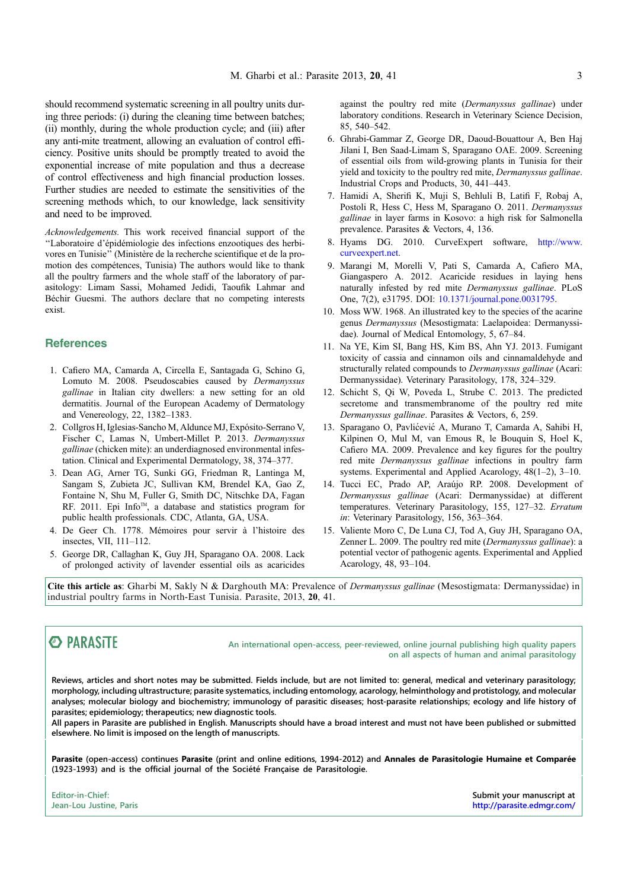should recommend systematic screening in all poultry units during three periods: (i) during the cleaning time between batches; (ii) monthly, during the whole production cycle; and (iii) after any anti-mite treatment, allowing an evaluation of control efficiency. Positive units should be promptly treated to avoid the exponential increase of mite population and thus a decrease of control effectiveness and high financial production losses. Further studies are needed to estimate the sensitivities of the screening methods which, to our knowledge, lack sensitivity and need to be improved.

*Acknowledgements.* This work received financial support of the "Laboratoire d'épidémiologie des infections enzootiques des herbivores en Tunisie" (Ministère de la recherche scientifique et de la promotion des compétences, Tunisia) The authors would like to thank all the poultry farmers and the whole staff of the laboratory of parasitology: Limam Sassi, Mohamed Jedidi, Taoufik Lahmar and Béchir Guesmi. The authors declare that no competing interests exist.

## References

1. Cafiero MA, Camarda A, Circella E, Santagada G, Schino G, Lomuto M. 2008. Pseudoscabies caused by *Dermanyssus gallinae* in Italian city dwellers: a new setting for an old dermatitis. Journal of the European Academy of Dermatology and Venereology, 22, 1382–1383.
2. Collgros H, Iglesias-Sancho M, Aldunce MJ, Expósito-Serrano V, Fischer C, Lamas N, Umbert-Millet P. 2013. *Dermanyssus gallinae* (chicken mite): an underdiagnosed environmental infestation. Clinical and Experimental Dermatology, 38, 374–377.
3. Dean AG, Arner TG, Sunki GG, Friedman R, Lantinga M, Sangam S, Zubieta JC, Sullivan KM, Brendel KA, Gao Z, Fontaine N, Shu M, Fuller G, Smith DC, Nitschke DA, Fagan RF. 2011. Epi Info™, a database and statistics program for public health professionals. CDC, Atlanta, GA, USA.
4. De Geer Ch. 1778. Mémoires pour servir à l'histoire des insectes, VII, 111–112.
5. George DR, Callaghan K, Guy JH, Sparagano OA. 2008. Lack of prolonged activity of lavender essential oils as acaricides against the poultry red mite (*Dermanyssus gallinae*) under laboratory conditions. Research in Veterinary Science Decision, 85, 540–542.
6. Ghrabi-Gammar Z, George DR, Daoud-Bouattour A, Ben Haj Jilani I, Ben Saad-Limam S, Sparagano OAE. 2009. Screening of essential oils from wild-growing plants in Tunisia for their yield and toxicity to the poultry red mite, *Dermanyssus gallinae*. Industrial Crops and Products, 30, 441–443.
7. Hamidi A, Sherifi K, Muji S, Behluli B, Latifi F, Robaj A, Postoli R, Hess C, Hess M, Sparagano O. 2011. *Dermanyssus gallinae* in layer farms in Kosovo: a high risk for Salmonella prevalence. Parasites & Vectors, 4, 136.
8. Hyams DG. 2010. CurveExpert software, http://www.curveexpert.net.
9. Marangi M, Morelli V, Pati S, Camarda A, Cafiero MA, Giangaspero A. 2012. Acaricide residues in laying hens naturally infested by red mite *Dermanyssus gallinae*. PLoS One, 7(2), e31795. DOI: 10.1371/journal.pone.0031795.
10. Moss WW. 1968. An illustrated key to the species of the acarine genus *Dermanyssus* (Mesostigmata: Laelapoidea: Dermanyssidae). Journal of Medical Entomology, 5, 67–84.
11. Na YE, Kim SI, Bang HS, Kim BS, Ahn YJ. 2013. Fumigant toxicity of cassia and cinnamon oils and cinnamaldehyde and structurally related compounds to *Dermanyssus gallinae* (Acari: Dermanyssidae). Veterinary Parasitology, 178, 324–329.
12. Schicht S, Qi W, Poveda L, Strube C. 2013. The predicted secretome and transmembranome of the poultry red mite *Dermanyssus gallinae*. Parasites & Vectors, 6, 259.
13. Sparagano O, Pavlićević A, Murano T, Camarda A, Sahibi H, Kilpinen O, Mul M, van Emous R, le Bouquin S, Hoel K, Cafiero MA. 2009. Prevalence and key figures for the poultry red mite *Dermanyssus gallinae* infections in poultry farm systems. Experimental and Applied Acarology, 48(1–2), 3–10.
14. Tucci EC, Prado AP, Araújo RP. 2008. Development of *Dermanyssus gallinae* (Acari: Dermanyssidae) at different temperatures. Veterinary Parasitology, 155, 127–32. *Erratum in*: Veterinary Parasitology, 156, 363–364.
15. Valiente Moro C, De Luna CJ, Tod A, Guy JH, Sparagano OA, Zenner L. 2009. The poultry red mite (*Dermanyssus gallinae*): a potential vector of pathogenic agents. Experimental and Applied Acarology, 48, 93–104.

**Cite this article as**: Gharbi M, Sakly N & Darghouth MA: Prevalence of *Dermanyssus gallinae* (Mesostigmata: Dermanyssidae) in industrial poultry farms in North-East Tunisia. Parasite, 2013, **20**, 41.

**PARASITE**

An international open-access, peer-reviewed, online journal publishing high quality papers on all aspects of human and animal parasitology

Reviews, articles and short notes may be submitted. Fields include, but are not limited to: general, medical and veterinary parasitology; morphology, including ultrastructure; parasite systematics, including entomology, acarology, helminthology and protistology, and molecular analyses; molecular biology and biochemistry; immunology of parasitic diseases; host-parasite relationships; ecology and life history of parasites; epidemiology; therapeutics; new diagnostic tools.
All papers in Parasite are published in English. Manuscripts should have a broad interest and must not have been published or submitted elsewhere. No limit is imposed on the length of manuscripts.

**Parasite** (open-access) continues **Parasite** (print and online editions, 1994-2012) and **Annales de Parasitologie Humaine et Comparée** (1923-1993) and is the official journal of the Société Française de Parasitologie.

Editor-in-Chief:
Jean-Lou Justine, Paris

Submit your manuscript at
http://parasite.edmgr.com/